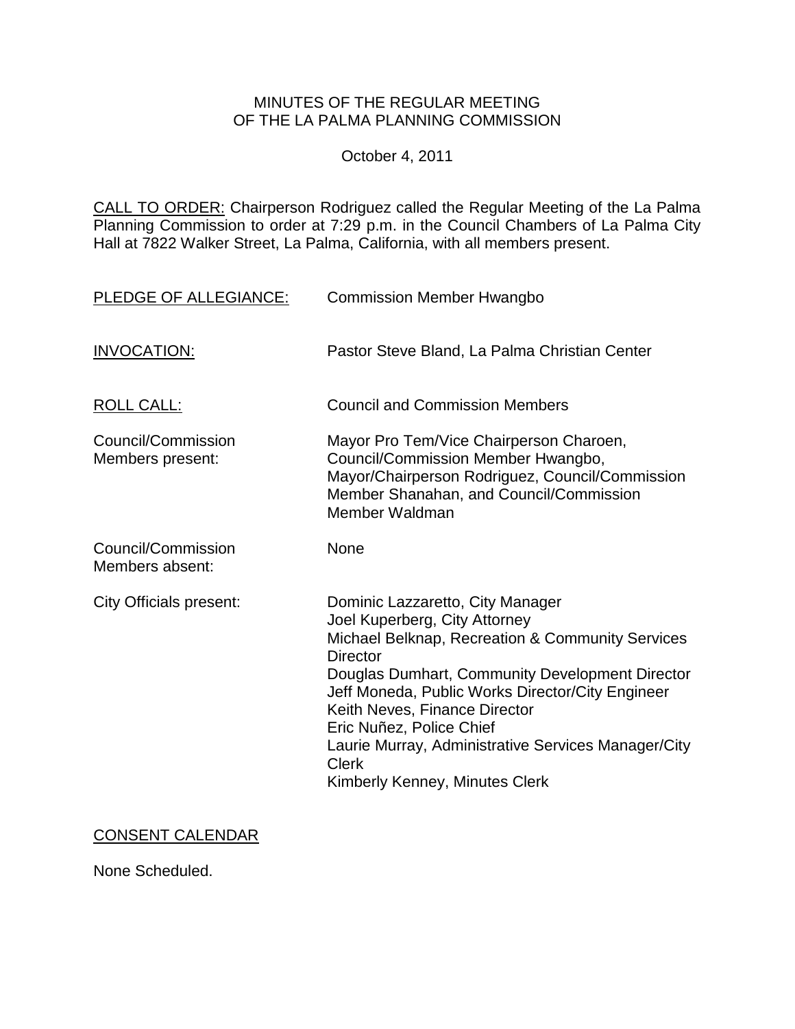# MINUTES OF THE REGULAR MEETING OF THE LA PALMA PLANNING COMMISSION

October 4, 2011

<u>CALL TO ORDER:</u> Chairperson Rodriguez called the Regular Meeting of the La Palma Planning Commission to order at 7:29 p.m. in the Council Chambers of La Palma City Hall at 7822 Walker Street, La Palma, California, with all members present.

| | |
|---|---|
| <u>PLEDGE OF ALLEGIANCE:</u> | Commission Member Hwangbo |
| <u>INVOCATION:</u> | Pastor Steve Bland, La Palma Christian Center |
| <u>ROLL CALL:</u> | Council and Commission Members |
| Council/Commission Members present: | Mayor Pro Tem/Vice Chairperson Charoen, Council/Commission Member Hwangbo, Mayor/Chairperson Rodriguez, Council/Commission Member Shanahan, and Council/Commission Member Waldman |
| Council/Commission Members absent: | None |
| City Officials present: | Dominic Lazzaretto, City Manager<br>Joel Kuperberg, City Attorney<br>Michael Belknap, Recreation & Community Services Director<br>Douglas Dumhart, Community Development Director<br>Jeff Moneda, Public Works Director/City Engineer<br>Keith Neves, Finance Director<br>Eric Nuñez, Police Chief<br>Laurie Murray, Administrative Services Manager/City Clerk<br>Kimberly Kenney, Minutes Clerk |

## <u>CONSENT CALENDAR</u>

None Scheduled.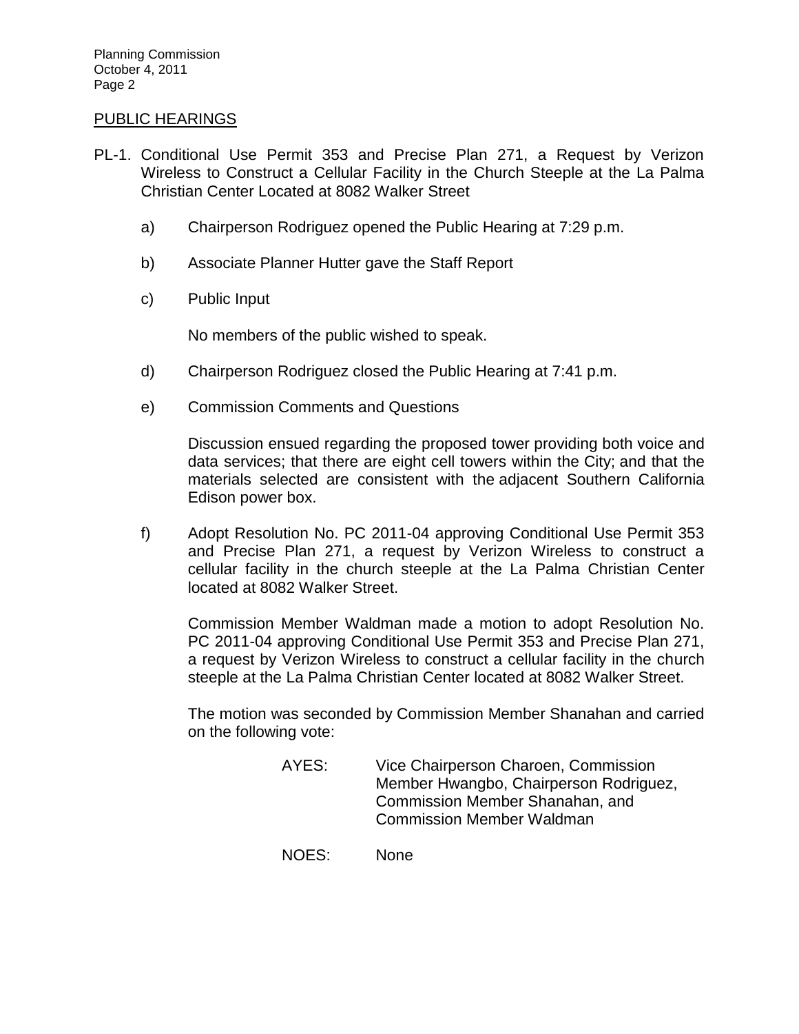## PUBLIC HEARINGS

PL-1. Conditional Use Permit 353 and Precise Plan 271, a Request by Verizon Wireless to Construct a Cellular Facility in the Church Steeple at the La Palma Christian Center Located at 8082 Walker Street

a) Chairperson Rodriguez opened the Public Hearing at 7:29 p.m.

b) Associate Planner Hutter gave the Staff Report

c) Public Input

No members of the public wished to speak.

d) Chairperson Rodriguez closed the Public Hearing at 7:41 p.m.

e) Commission Comments and Questions

Discussion ensued regarding the proposed tower providing both voice and data services; that there are eight cell towers within the City; and that the materials selected are consistent with the adjacent Southern California Edison power box.

f) Adopt Resolution No. PC 2011-04 approving Conditional Use Permit 353 and Precise Plan 271, a request by Verizon Wireless to construct a cellular facility in the church steeple at the La Palma Christian Center located at 8082 Walker Street.

Commission Member Waldman made a motion to adopt Resolution No. PC 2011-04 approving Conditional Use Permit 353 and Precise Plan 271, a request by Verizon Wireless to construct a cellular facility in the church steeple at the La Palma Christian Center located at 8082 Walker Street.

The motion was seconded by Commission Member Shanahan and carried on the following vote:

AYES: Vice Chairperson Charoen, Commission Member Hwangbo, Chairperson Rodriguez, Commission Member Shanahan, and Commission Member Waldman

NOES: None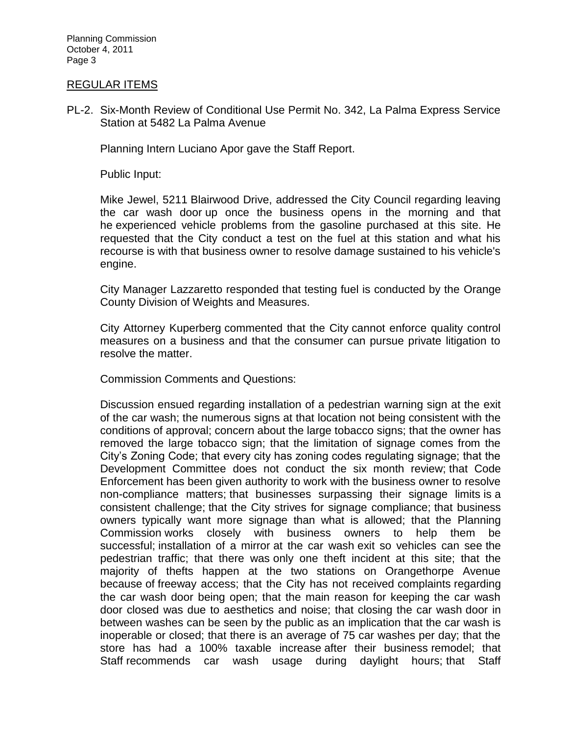## REGULAR ITEMS

PL-2. Six-Month Review of Conditional Use Permit No. 342, La Palma Express Service Station at 5482 La Palma Avenue

Planning Intern Luciano Apor gave the Staff Report.

Public Input:

Mike Jewel, 5211 Blairwood Drive, addressed the City Council regarding leaving the car wash door up once the business opens in the morning and that he experienced vehicle problems from the gasoline purchased at this site. He requested that the City conduct a test on the fuel at this station and what his recourse is with that business owner to resolve damage sustained to his vehicle's engine.

City Manager Lazzaretto responded that testing fuel is conducted by the Orange County Division of Weights and Measures.

City Attorney Kuperberg commented that the City cannot enforce quality control measures on a business and that the consumer can pursue private litigation to resolve the matter.

Commission Comments and Questions:

Discussion ensued regarding installation of a pedestrian warning sign at the exit of the car wash; the numerous signs at that location not being consistent with the conditions of approval; concern about the large tobacco signs; that the owner has removed the large tobacco sign; that the limitation of signage comes from the City's Zoning Code; that every city has zoning codes regulating signage; that the Development Committee does not conduct the six month review; that Code Enforcement has been given authority to work with the business owner to resolve non-compliance matters; that businesses surpassing their signage limits is a consistent challenge; that the City strives for signage compliance; that business owners typically want more signage than what is allowed; that the Planning Commission works closely with business owners to help them be successful; installation of a mirror at the car wash exit so vehicles can see the pedestrian traffic; that there was only one theft incident at this site; that the majority of thefts happen at the two stations on Orangethorpe Avenue because of freeway access; that the City has not received complaints regarding the car wash door being open; that the main reason for keeping the car wash door closed was due to aesthetics and noise; that closing the car wash door in between washes can be seen by the public as an implication that the car wash is inoperable or closed; that there is an average of 75 car washes per day; that the store has had a 100% taxable increase after their business remodel; that Staff recommends car wash usage during daylight hours; that Staff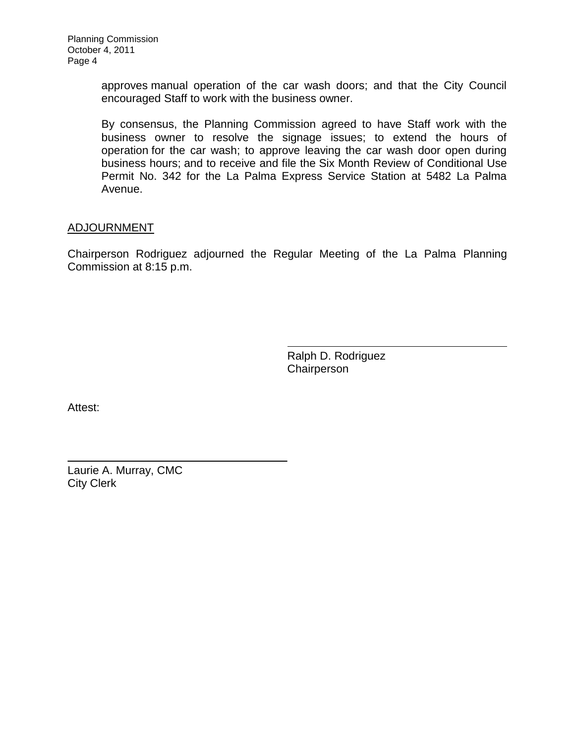approves manual operation of the car wash doors; and that the City Council encouraged Staff to work with the business owner.

By consensus, the Planning Commission agreed to have Staff work with the business owner to resolve the signage issues; to extend the hours of operation for the car wash; to approve leaving the car wash door open during business hours; and to receive and file the Six Month Review of Conditional Use Permit No. 342 for the La Palma Express Service Station at 5482 La Palma Avenue.

## ADJOURNMENT

Chairperson Rodriguez adjourned the Regular Meeting of the La Palma Planning Commission at 8:15 p.m.

Ralph D. Rodriguez
Chairperson

Attest:

Laurie A. Murray, CMC
City Clerk